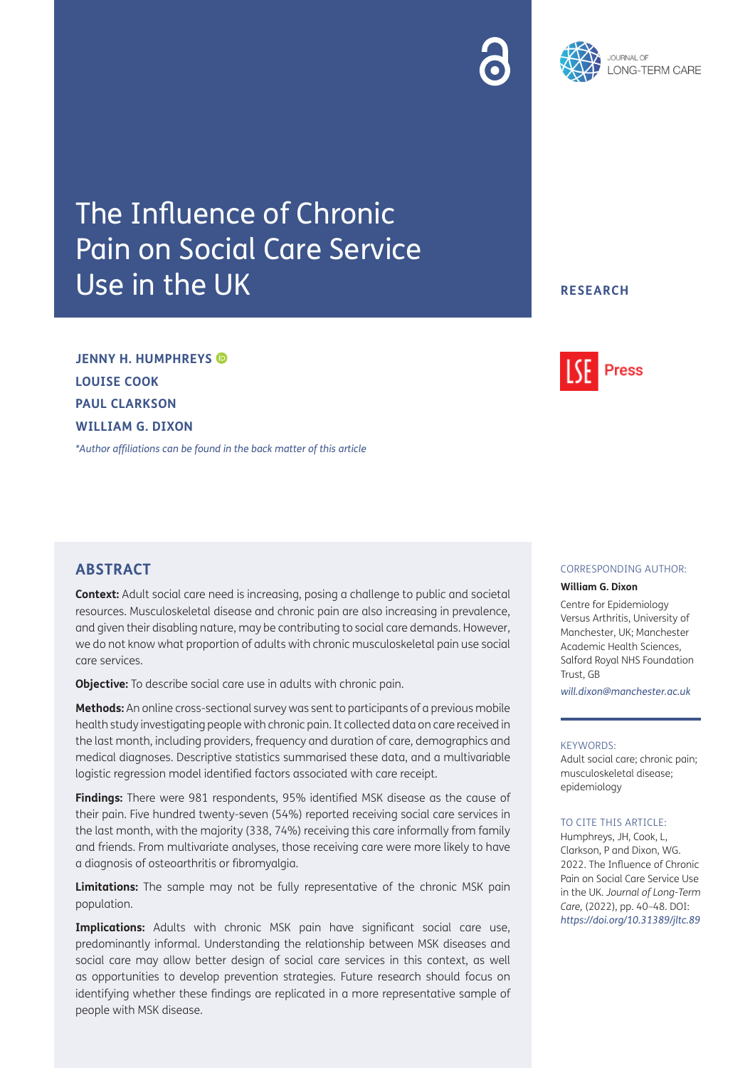# The Influence of Chronic Pain on Social Care Service Use in the UK

RESEARCH

**JENNY H. HUMPHREYS**
**LOUISE COOK**
**PAUL CLARKSON**
**WILLIAM G. DIXON**

*\*Author affiliations can be found in the back matter of this article*

## ABSTRACT

**Context:** Adult social care need is increasing, posing a challenge to public and societal resources. Musculoskeletal disease and chronic pain are also increasing in prevalence, and given their disabling nature, may be contributing to social care demands. However, we do not know what proportion of adults with chronic musculoskeletal pain use social care services.

**Objective:** To describe social care use in adults with chronic pain.

**Methods:** An online cross-sectional survey was sent to participants of a previous mobile health study investigating people with chronic pain. It collected data on care received in the last month, including providers, frequency and duration of care, demographics and medical diagnoses. Descriptive statistics summarised these data, and a multivariable logistic regression model identified factors associated with care receipt.

**Findings:** There were 981 respondents, 95% identified MSK disease as the cause of their pain. Five hundred twenty-seven (54%) reported receiving social care services in the last month, with the majority (338, 74%) receiving this care informally from family and friends. From multivariate analyses, those receiving care were more likely to have a diagnosis of osteoarthritis or fibromyalgia.

**Limitations:** The sample may not be fully representative of the chronic MSK pain population.

**Implications:** Adults with chronic MSK pain have significant social care use, predominantly informal. Understanding the relationship between MSK diseases and social care may allow better design of social care services in this context, as well as opportunities to develop prevention strategies. Future research should focus on identifying whether these findings are replicated in a more representative sample of people with MSK disease.

CORRESPONDING AUTHOR:

**William G. Dixon**

Centre for Epidemiology Versus Arthritis, University of Manchester, UK; Manchester Academic Health Sciences, Salford Royal NHS Foundation Trust, GB

*will.dixon@manchester.ac.uk*

KEYWORDS:

Adult social care; chronic pain; musculoskeletal disease; epidemiology

TO CITE THIS ARTICLE:

Humphreys, JH, Cook, L, Clarkson, P and Dixon, WG. 2022. The Influence of Chronic Pain on Social Care Service Use in the UK. *Journal of Long-Term Care,* (2022), pp. 40–48. DOI: *https://doi.org/10.31389/jltc.89*